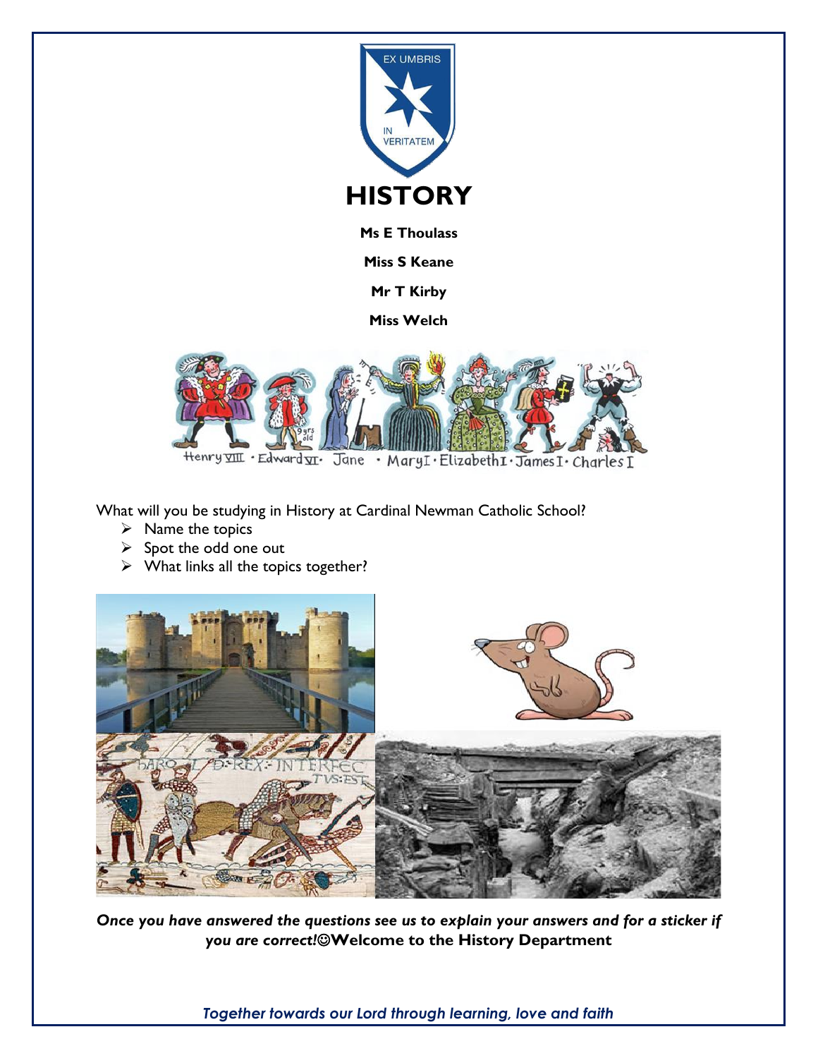# HISTORY

**Ms E Thoulass**

**Miss S Keane**

**Mr T Kirby**

**Miss Welch**

What will you be studying in History at Cardinal Newman Catholic School?

- Name the topics
- Spot the odd one out
- What links all the topics together?

***Once you have answered the questions see us to explain your answers and for a sticker if you are correct!☺Welcome to the History Department***

*Together towards our Lord through learning, love and faith*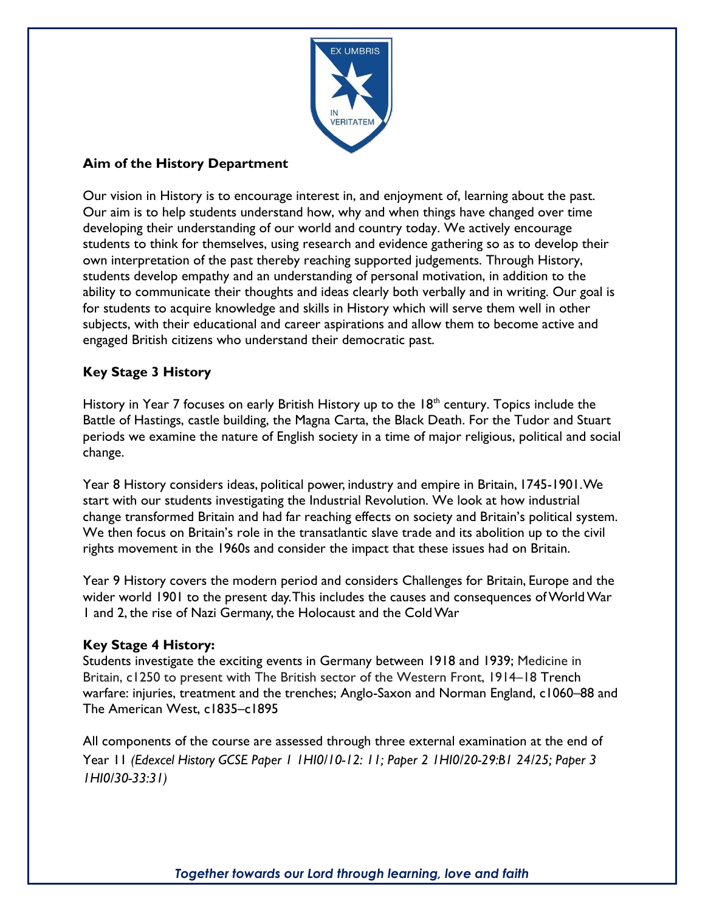## Aim of the History Department

Our vision in History is to encourage interest in, and enjoyment of, learning about the past. Our aim is to help students understand how, why and when things have changed over time developing their understanding of our world and country today. We actively encourage students to think for themselves, using research and evidence gathering so as to develop their own interpretation of the past thereby reaching supported judgements. Through History, students develop empathy and an understanding of personal motivation, in addition to the ability to communicate their thoughts and ideas clearly both verbally and in writing. Our goal is for students to acquire knowledge and skills in History which will serve them well in other subjects, with their educational and career aspirations and allow them to become active and engaged British citizens who understand their democratic past.

## Key Stage 3 History

History in Year 7 focuses on early British History up to the 18th century. Topics include the Battle of Hastings, castle building, the Magna Carta, the Black Death. For the Tudor and Stuart periods we examine the nature of English society in a time of major religious, political and social change.

Year 8 History considers ideas, political power, industry and empire in Britain, 1745-1901. We start with our students investigating the Industrial Revolution. We look at how industrial change transformed Britain and had far reaching effects on society and Britain's political system. We then focus on Britain's role in the transatlantic slave trade and its abolition up to the civil rights movement in the 1960s and consider the impact that these issues had on Britain.

Year 9 History covers the modern period and considers Challenges for Britain, Europe and the wider world 1901 to the present day. This includes the causes and consequences of World War 1 and 2, the rise of Nazi Germany, the Holocaust and the Cold War

## Key Stage 4 History:

Students investigate the exciting events in Germany between 1918 and 1939; Medicine in Britain, c1250 to present with The British sector of the Western Front, 1914–18 Trench warfare: injuries, treatment and the trenches; Anglo-Saxon and Norman England, c1060–88 and The American West, c1835–c1895

All components of the course are assessed through three external examination at the end of Year 11 *(Edexcel History GCSE Paper 1 1HI0/10-12: 11; Paper 2 1HI0/20-29:B1 24/25; Paper 3 1HI0/30-33:31)*

***Together towards our Lord through learning, love and faith***